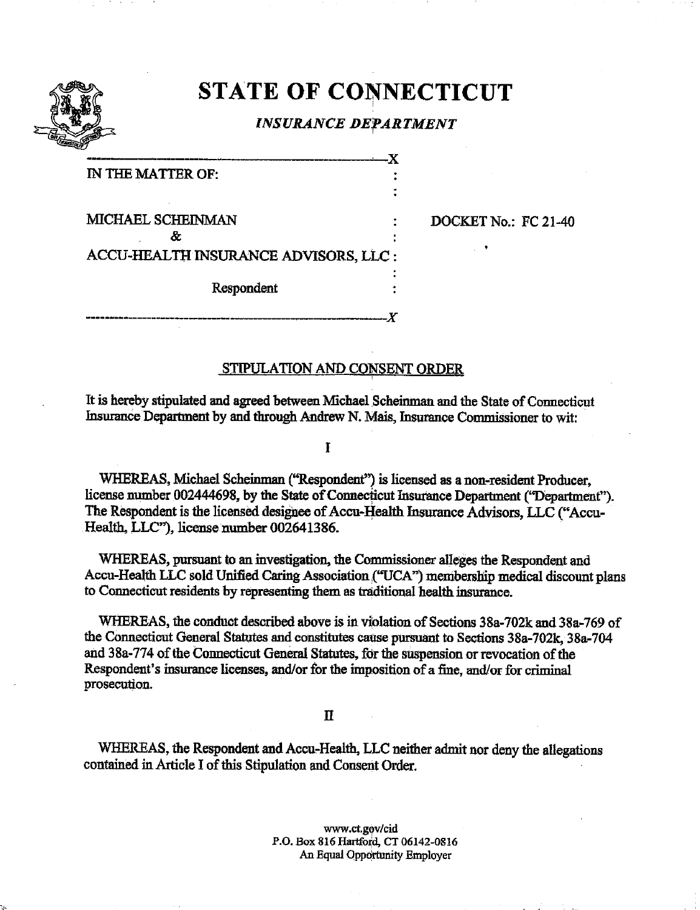# STATE OF CONNECTICUT

## *INSURANCE DEPARTMENT*

IN THE MATTER OF:

MICHAEL SCHEINMAN
&
ACCU-HEALTH INSURANCE ADVISORS, LLC :

Respondent

DOCKET No.: FC 21-40

### STIPULATION AND CONSENT ORDER

It is hereby stipulated and agreed between Michael Scheinman and the State of Connecticut Insurance Department by and through Andrew N. Mais, Insurance Commissioner to wit:

I

WHEREAS, Michael Scheinman ("Respondent") is licensed as a non-resident Producer, license number 002444698, by the State of Connecticut Insurance Department ("Department"). The Respondent is the licensed designee of Accu-Health Insurance Advisors, LLC ("Accu-Health, LLC"), license number 002641386.

WHEREAS, pursuant to an investigation, the Commissioner alleges the Respondent and Accu-Health LLC sold Unified Caring Association ("UCA") membership medical discount plans to Connecticut residents by representing them as traditional health insurance.

WHEREAS, the conduct described above is in violation of Sections 38a-702k and 38a-769 of the Connecticut General Statutes and constitutes cause pursuant to Sections 38a-702k, 38a-704 and 38a-774 of the Connecticut General Statutes, for the suspension or revocation of the Respondent's insurance licenses, and/or for the imposition of a fine, and/or for criminal prosecution.

II

WHEREAS, the Respondent and Accu-Health, LLC neither admit nor deny the allegations contained in Article I of this Stipulation and Consent Order.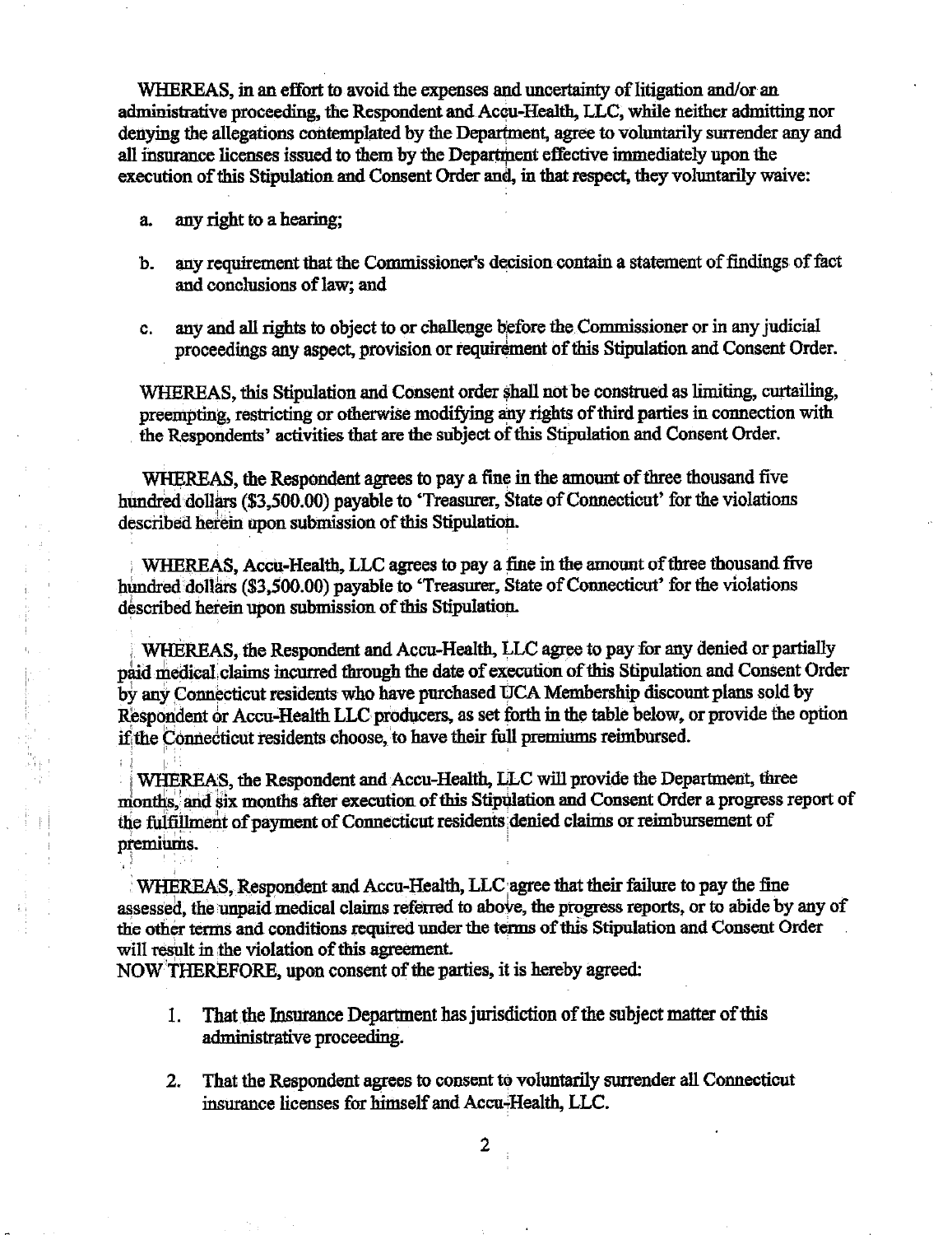WHEREAS, in an effort to avoid the expenses and uncertainty of litigation and/or an administrative proceeding, the Respondent and Accu-Health, LLC, while neither admitting nor denying the allegations contemplated by the Department, agree to voluntarily surrender any and all insurance licenses issued to them by the Department effective immediately upon the execution of this Stipulation and Consent Order and, in that respect, they voluntarily waive:

a. any right to a hearing;

b. any requirement that the Commissioner's decision contain a statement of findings of fact and conclusions of law; and

c. any and all rights to object to or challenge before the Commissioner or in any judicial proceedings any aspect, provision or requirement of this Stipulation and Consent Order.

WHEREAS, this Stipulation and Consent order shall not be construed as limiting, curtailing, preempting, restricting or otherwise modifying any rights of third parties in connection with the Respondents' activities that are the subject of this Stipulation and Consent Order.

WHEREAS, the Respondent agrees to pay a fine in the amount of three thousand five hundred dollars ($3,500.00) payable to 'Treasurer, State of Connecticut' for the violations described herein upon submission of this Stipulation.

WHEREAS, Accu-Health, LLC agrees to pay a fine in the amount of three thousand five hundred dollars ($3,500.00) payable to 'Treasurer, State of Connecticut' for the violations described herein upon submission of this Stipulation.

WHEREAS, the Respondent and Accu-Health, LLC agree to pay for any denied or partially paid medical claims incurred through the date of execution of this Stipulation and Consent Order by any Connecticut residents who have purchased UCA Membership discount plans sold by Respondent or Accu-Health LLC producers, as set forth in the table below, or provide the option if the Connecticut residents choose, to have their full premiums reimbursed.

WHEREAS, the Respondent and Accu-Health, LLC will provide the Department, three months, and six months after execution of this Stipulation and Consent Order a progress report of the fulfillment of payment of Connecticut residents denied claims or reimbursement of premiums.

WHEREAS, Respondent and Accu-Health, LLC agree that their failure to pay the fine assessed, the unpaid medical claims referred to above, the progress reports, or to abide by any of the other terms and conditions required under the terms of this Stipulation and Consent Order will result in the violation of this agreement.

NOW THEREFORE, upon consent of the parties, it is hereby agreed:

1. That the Insurance Department has jurisdiction of the subject matter of this administrative proceeding.

2. That the Respondent agrees to consent to voluntarily surrender all Connecticut insurance licenses for himself and Accu-Health, LLC.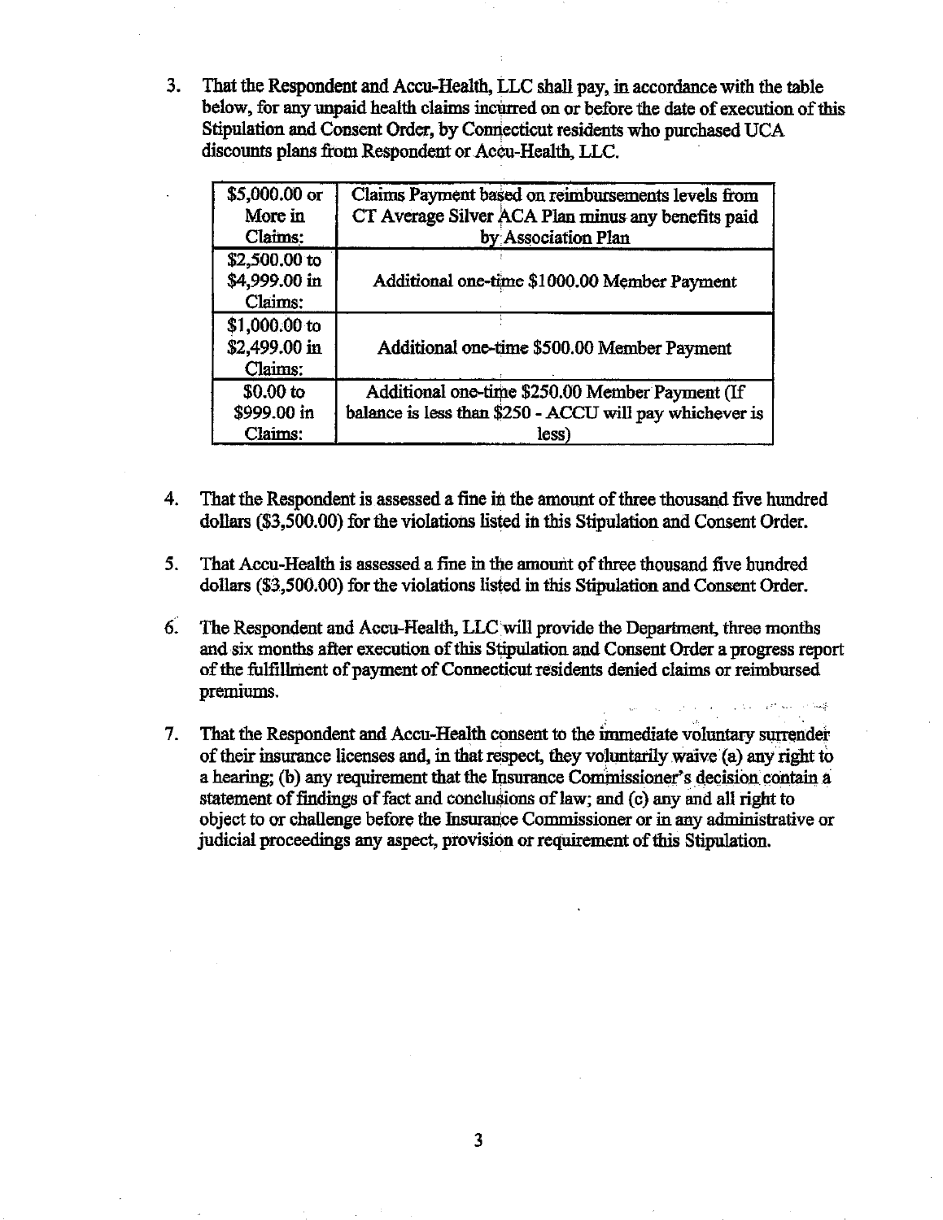3. That the Respondent and Accu-Health, LLC shall pay, in accordance with the table below, for any unpaid health claims incurred on or before the date of execution of this Stipulation and Consent Order, by Connecticut residents who purchased UCA discounts plans from Respondent or Accu-Health, LLC.

| $5,000.00 or More in Claims: | Claims Payment based on reimbursements levels from CT Average Silver ACA Plan minus any benefits paid by Association Plan |
|---|---|
| $2,500.00 to $4,999.00 in Claims: | Additional one-time $1000.00 Member Payment |
| $1,000.00 to $2,499.00 in Claims: | Additional one-time $500.00 Member Payment |
| $0.00 to $999.00 in Claims: | Additional one-time $250.00 Member Payment (If balance is less than $250 - ACCU will pay whichever is less) |

4. That the Respondent is assessed a fine in the amount of three thousand five hundred dollars ($3,500.00) for the violations listed in this Stipulation and Consent Order.

5. That Accu-Health is assessed a fine in the amount of three thousand five hundred dollars ($3,500.00) for the violations listed in this Stipulation and Consent Order.

6. The Respondent and Accu-Health, LLC will provide the Department, three months and six months after execution of this Stipulation and Consent Order a progress report of the fulfillment of payment of Connecticut residents denied claims or reimbursed premiums.

7. That the Respondent and Accu-Health consent to the immediate voluntary surrender of their insurance licenses and, in that respect, they voluntarily waive (a) any right to a hearing; (b) any requirement that the Insurance Commissioner's decision contain a statement of findings of fact and conclusions of law; and (c) any and all right to object to or challenge before the Insurance Commissioner or in any administrative or judicial proceedings any aspect, provision or requirement of this Stipulation.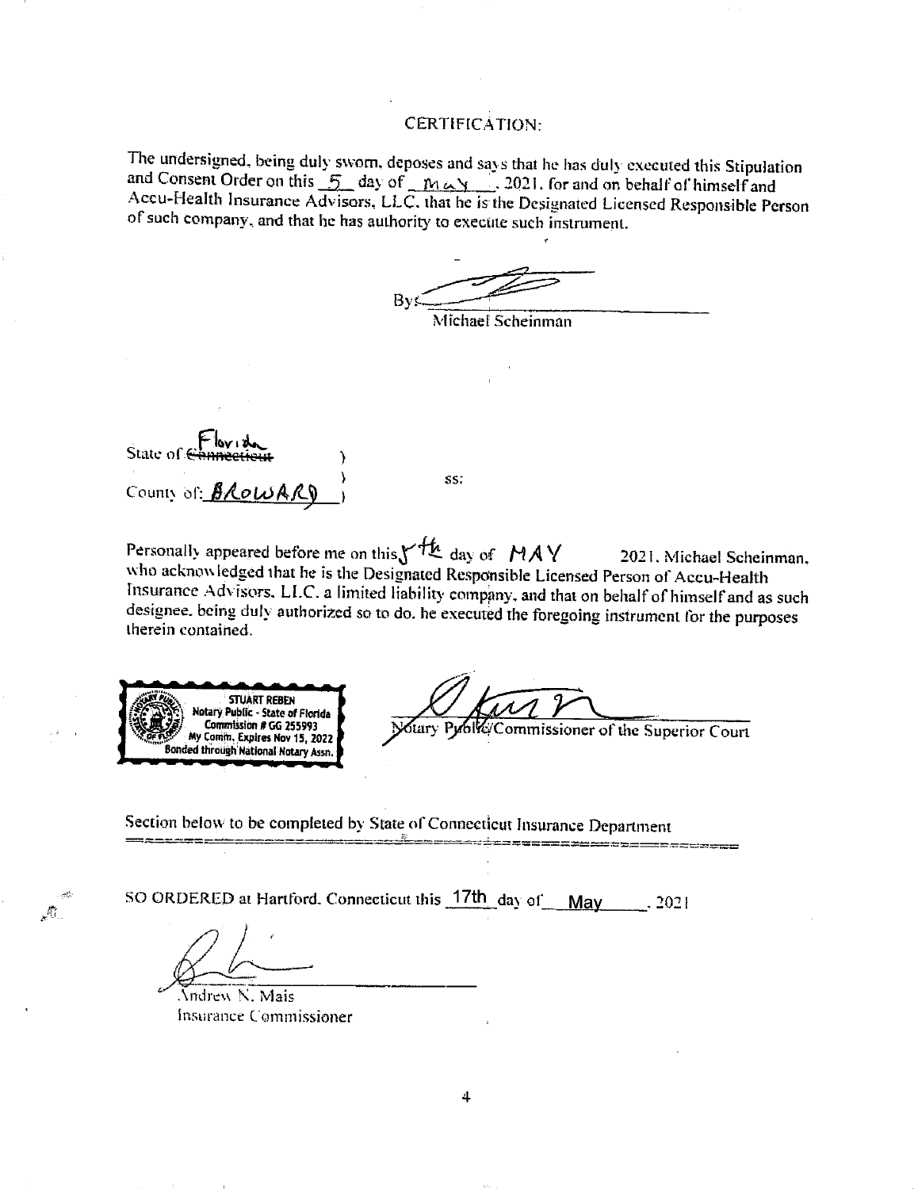CERTIFICATION:

The undersigned, being duly sworn, deposes and says that he has duly executed this Stipulation and Consent Order on this 5 day of May, 2021, for and on behalf of himself and Accu-Health Insurance Advisors, LLC, that he is the Designated Licensed Responsible Person of such company, and that he has authority to execute such instrument.

By: ______________________
Michael Scheinman

State of ~~Connecticut~~ Florida )
) ss:
County of: BROWARD )

Personally appeared before me on this 5th day of MAY 2021, Michael Scheinman, who acknowledged that he is the Designated Responsible Licensed Person of Accu-Health Insurance Advisors, LLC a limited liability company, and that on behalf of himself and as such designee, being duly authorized so to do, he executed the foregoing instrument for the purposes therein contained.

STUART REBEN
Notary Public - State of Florida
Commission # GG 255993
My Comm. Expires Nov 15, 2022
Bonded through National Notary Assn.

______________________
Notary Public/Commissioner of the Superior Court

Section below to be completed by State of Connecticut Insurance Department

SO ORDERED at Hartford, Connecticut this 17th day of May, 2021

______________________
Andrew N. Mais
Insurance Commissioner